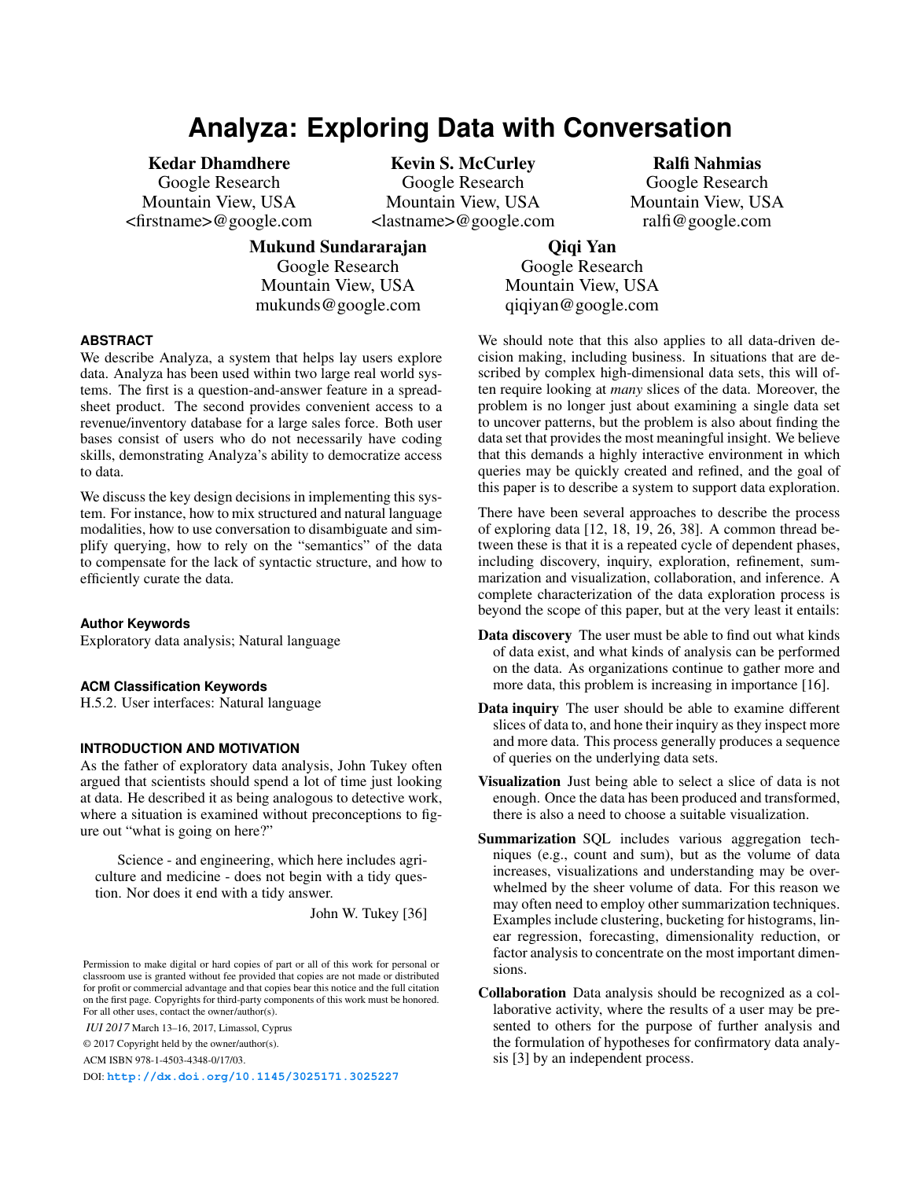# Analyza: Exploring Data with Conversation

**Kedar Dhamdhere**
Google Research
Mountain View, USA
<firstname>@google.com

**Kevin S. McCurley**
Google Research
Mountain View, USA
<lastname>@google.com

**Ralfi Nahmias**
Google Research
Mountain View, USA
ralfi@google.com

**Mukund Sundararajan**
Google Research
Mountain View, USA
mukunds@google.com

**Qiqi Yan**
Google Research
Mountain View, USA
qiqiyan@google.com

## ABSTRACT

We describe Analyza, a system that helps lay users explore data. Analyza has been used within two large real world systems. The first is a question-and-answer feature in a spreadsheet product. The second provides convenient access to a revenue/inventory database for a large sales force. Both user bases consist of users who do not necessarily have coding skills, demonstrating Analyza's ability to democratize access to data.

We discuss the key design decisions in implementing this system. For instance, how to mix structured and natural language modalities, how to use conversation to disambiguate and simplify querying, how to rely on the "semantics" of the data to compensate for the lack of syntactic structure, and how to efficiently curate the data.

## Author Keywords

Exploratory data analysis; Natural language

## ACM Classification Keywords

H.5.2. User interfaces: Natural language

## INTRODUCTION AND MOTIVATION

As the father of exploratory data analysis, John Tukey often argued that scientists should spend a lot of time just looking at data. He described it as being analogous to detective work, where a situation is examined without preconceptions to figure out "what is going on here?"

> Science - and engineering, which here includes agriculture and medicine - does not begin with a tidy question. Nor does it end with a tidy answer.
>
> John W. Tukey [36]

Permission to make digital or hard copies of part or all of this work for personal or classroom use is granted without fee provided that copies are not made or distributed for profit or commercial advantage and that copies bear this notice and the full citation on the first page. Copyrights for third-party components of this work must be honored. For all other uses, contact the owner/author(s).

*IUI 2017* March 13–16, 2017, Limassol, Cyprus

© 2017 Copyright held by the owner/author(s).

ACM ISBN 978-1-4503-4348-0/17/03.

DOI: http://dx.doi.org/10.1145/3025171.3025227

We should note that this also applies to all data-driven decision making, including business. In situations that are described by complex high-dimensional data sets, this will often require looking at *many* slices of the data. Moreover, the problem is no longer just about examining a single data set to uncover patterns, but the problem is also about finding the data set that provides the most meaningful insight. We believe that this demands a highly interactive environment in which queries may be quickly created and refined, and the goal of this paper is to describe a system to support data exploration.

There have been several approaches to describe the process of exploring data [12, 18, 19, 26, 38]. A common thread between these is that it is a repeated cycle of dependent phases, including discovery, inquiry, exploration, refinement, summarization and visualization, collaboration, and inference. A complete characterization of the data exploration process is beyond the scope of this paper, but at the very least it entails:

**Data discovery** The user must be able to find out what kinds of data exist, and what kinds of analysis can be performed on the data. As organizations continue to gather more and more data, this problem is increasing in importance [16].

**Data inquiry** The user should be able to examine different slices of data to, and hone their inquiry as they inspect more and more data. This process generally produces a sequence of queries on the underlying data sets.

**Visualization** Just being able to select a slice of data is not enough. Once the data has been produced and transformed, there is also a need to choose a suitable visualization.

**Summarization** SQL includes various aggregation techniques (e.g., count and sum), but as the volume of data increases, visualizations and understanding may be overwhelmed by the sheer volume of data. For this reason we may often need to employ other summarization techniques. Examples include clustering, bucketing for histograms, linear regression, forecasting, dimensionality reduction, or factor analysis to concentrate on the most important dimensions.

**Collaboration** Data analysis should be recognized as a collaborative activity, where the results of a user may be presented to others for the purpose of further analysis and the formulation of hypotheses for confirmatory data analysis [3] by an independent process.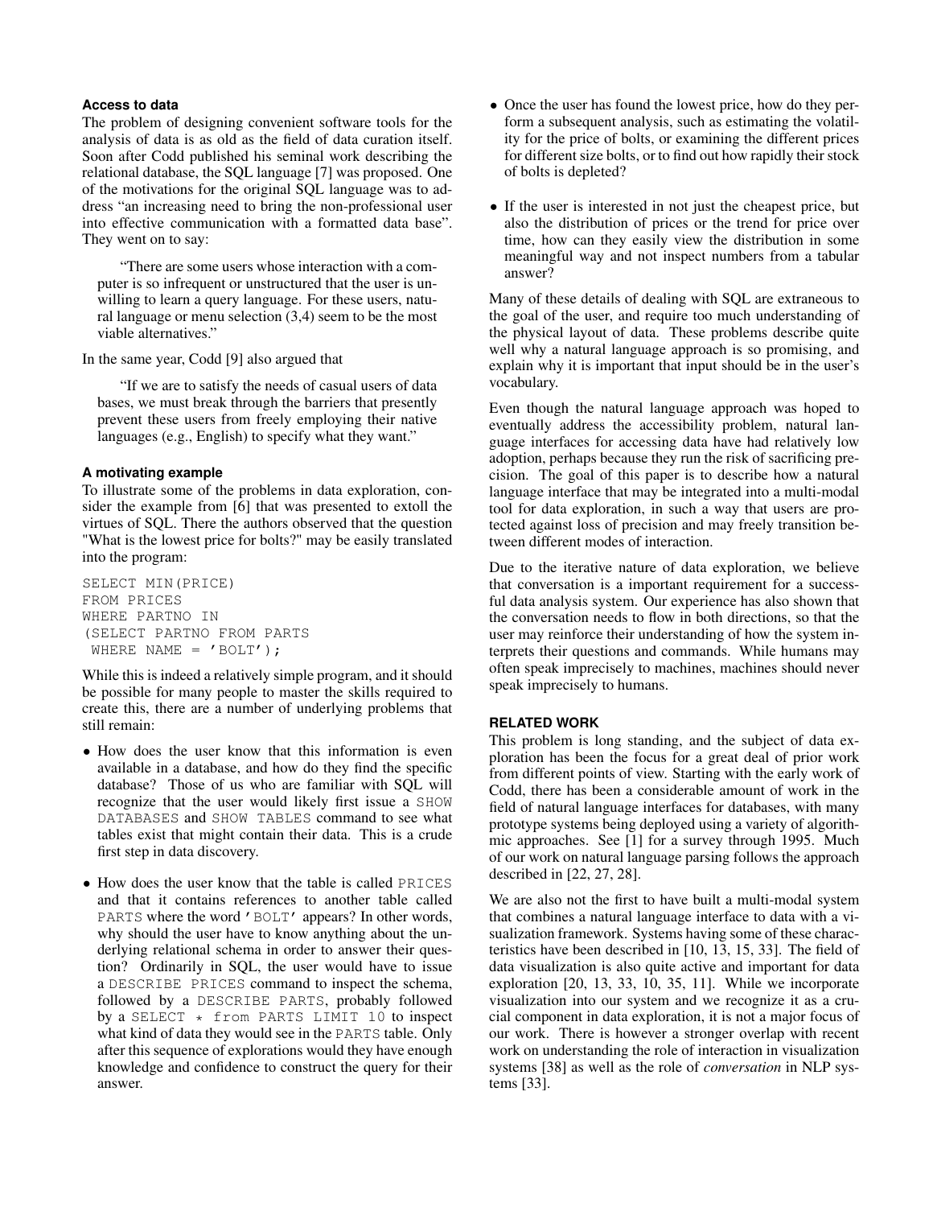### Access to data

The problem of designing convenient software tools for the analysis of data is as old as the field of data curation itself. Soon after Codd published his seminal work describing the relational database, the SQL language [7] was proposed. One of the motivations for the original SQL language was to address "an increasing need to bring the non-professional user into effective communication with a formatted data base". They went on to say:

> "There are some users whose interaction with a computer is so infrequent or unstructured that the user is unwilling to learn a query language. For these users, natural language or menu selection (3,4) seem to be the most viable alternatives."

In the same year, Codd [9] also argued that

> "If we are to satisfy the needs of casual users of data bases, we must break through the barriers that presently prevent these users from freely employing their native languages (e.g., English) to specify what they want."

### A motivating example

To illustrate some of the problems in data exploration, consider the example from [6] that was presented to extoll the virtues of SQL. There the authors observed that the question "What is the lowest price for bolts?" may be easily translated into the program:

```
SELECT MIN(PRICE)
FROM PRICES
WHERE PARTNO IN
(SELECT PARTNO FROM PARTS
 WHERE NAME = 'BOLT');
```

While this is indeed a relatively simple program, and it should be possible for many people to master the skills required to create this, there are a number of underlying problems that still remain:

- How does the user know that this information is even available in a database, and how do they find the specific database? Those of us who are familiar with SQL will recognize that the user would likely first issue a `SHOW DATABASES` and `SHOW TABLES` command to see what tables exist that might contain their data. This is a crude first step in data discovery.
- How does the user know that the table is called `PRICES` and that it contains references to another table called `PARTS` where the word `'BOLT'` appears? In other words, why should the user have to know anything about the underlying relational schema in order to answer their question? Ordinarily in SQL, the user would have to issue a `DESCRIBE PRICES` command to inspect the schema, followed by a `DESCRIBE PARTS`, probably followed by a `SELECT * from PARTS LIMIT 10` to inspect what kind of data they would see in the `PARTS` table. Only after this sequence of explorations would they have enough knowledge and confidence to construct the query for their answer.
- Once the user has found the lowest price, how do they perform a subsequent analysis, such as estimating the volatility for the price of bolts, or examining the different prices for different size bolts, or to find out how rapidly their stock of bolts is depleted?
- If the user is interested in not just the cheapest price, but also the distribution of prices or the trend for price over time, how can they easily view the distribution in some meaningful way and not inspect numbers from a tabular answer?

Many of these details of dealing with SQL are extraneous to the goal of the user, and require too much understanding of the physical layout of data. These problems describe quite well why a natural language approach is so promising, and explain why it is important that input should be in the user's vocabulary.

Even though the natural language approach was hoped to eventually address the accessibility problem, natural language interfaces for accessing data have had relatively low adoption, perhaps because they run the risk of sacrificing precision. The goal of this paper is to describe how a natural language interface that may be integrated into a multi-modal tool for data exploration, in such a way that users are protected against loss of precision and may freely transition between different modes of interaction.

Due to the iterative nature of data exploration, we believe that conversation is a important requirement for a successful data analysis system. Our experience has also shown that the conversation needs to flow in both directions, so that the user may reinforce their understanding of how the system interprets their questions and commands. While humans may often speak imprecisely to machines, machines should never speak imprecisely to humans.

## RELATED WORK

This problem is long standing, and the subject of data exploration has been the focus for a great deal of prior work from different points of view. Starting with the early work of Codd, there has been a considerable amount of work in the field of natural language interfaces for databases, with many prototype systems being deployed using a variety of algorithmic approaches. See [1] for a survey through 1995. Much of our work on natural language parsing follows the approach described in [22, 27, 28].

We are also not the first to have built a multi-modal system that combines a natural language interface to data with a visualization framework. Systems having some of these characteristics have been described in [10, 13, 15, 33]. The field of data visualization is also quite active and important for data exploration [20, 13, 33, 10, 35, 11]. While we incorporate visualization into our system and we recognize it as a crucial component in data exploration, it is not a major focus of our work. There is however a stronger overlap with recent work on understanding the role of interaction in visualization systems [38] as well as the role of *conversation* in NLP systems [33].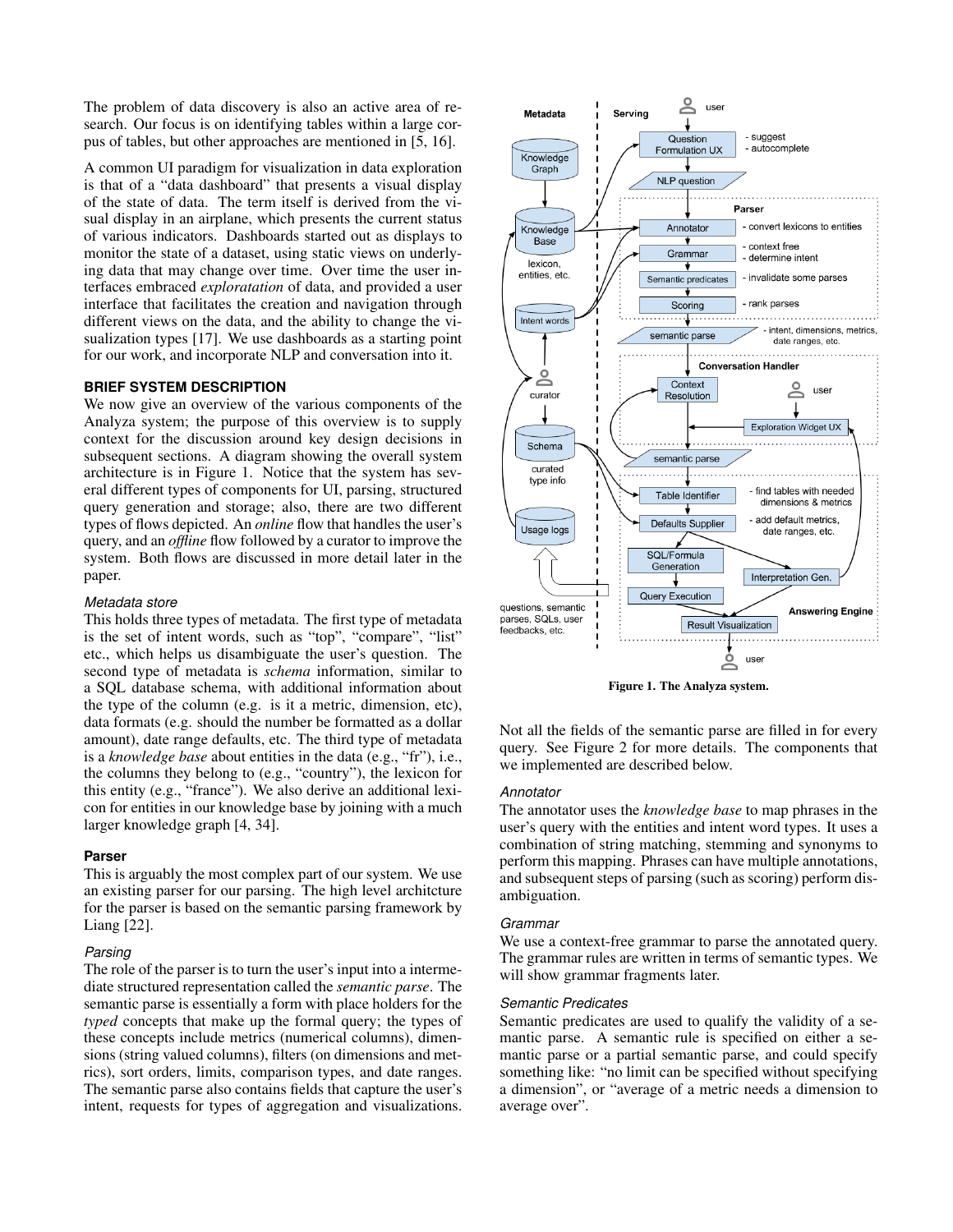The problem of data discovery is also an active area of research. Our focus is on identifying tables within a large corpus of tables, but other approaches are mentioned in [5, 16].

A common UI paradigm for visualization in data exploration is that of a "data dashboard" that presents a visual display of the state of data. The term itself is derived from the visual display in an airplane, which presents the current status of various indicators. Dashboards started out as displays to monitor the state of a dataset, using static views on underlying data that may change over time. Over time the user interfaces embraced *exploratation* of data, and provided a user interface that facilitates the creation and navigation through different views on the data, and the ability to change the visualization types [17]. We use dashboards as a starting point for our work, and incorporate NLP and conversation into it.

## BRIEF SYSTEM DESCRIPTION

We now give an overview of the various components of the Analyza system; the purpose of this overview is to supply context for the discussion around key design decisions in subsequent sections. A diagram showing the overall system architecture is in Figure 1. Notice that the system has several different types of components for UI, parsing, structured query generation and storage; also, there are two different types of flows depicted. An *online* flow that handles the user's query, and an *offline* flow followed by a curator to improve the system. Both flows are discussed in more detail later in the paper.

### *Metadata store*

This holds three types of metadata. The first type of metadata is the set of intent words, such as "top", "compare", "list" etc., which helps us disambiguate the user's question. The second type of metadata is *schema* information, similar to a SQL database schema, with additional information about the type of the column (e.g. is it a metric, dimension, etc), data formats (e.g. should the number be formatted as a dollar amount), date range defaults, etc. The third type of metadata is a *knowledge base* about entities in the data (e.g., "fr"), i.e., the columns they belong to (e.g., "country"), the lexicon for this entity (e.g., "france"). We also derive an additional lexicon for entities in our knowledge base by joining with a much larger knowledge graph [4, 34].

### Parser

This is arguably the most complex part of our system. We use an existing parser for our parsing. The high level architcture for the parser is based on the semantic parsing framework by Liang [22].

### *Parsing*

The role of the parser is to turn the user's input into a intermediate structured representation called the *semantic parse*. The semantic parse is essentially a form with place holders for the *typed* concepts that make up the formal query; the types of these concepts include metrics (numerical columns), dimensions (string valued columns), filters (on dimensions and metrics), sort orders, limits, comparison types, and date ranges. The semantic parse also contains fields that capture the user's intent, requests for types of aggregation and visualizations.

Metadata
Serving
user
Question Formulation UX
- suggest
- autocomplete
Knowledge Graph
NLP question
Parser
Knowledge Base
Annotator
- convert lexicons to entities
lexicon, entities, etc.
Grammar
- context free
- determine intent
Semantic predicates
- invalidate some parses
Intent words
Scoring
- rank parses
semantic parse
- intent, dimensions, metrics, date ranges, etc.
curator
Conversation Handler
Context Resolution
user
Exploration Widget UX
Schema
curated type info
semantic parse
Table Identifier
- find tables with needed dimensions & metrics
Usage logs
Defaults Supplier
- add default metrics, date ranges, etc.
SQL/Formula Generation
Interpretation Gen.
Query Execution
questions, semantic parses, SQLs, user feedbacks, etc.
Answering Engine
Result Visualization
user

**Figure 1. The Analyza system.**

Not all the fields of the semantic parse are filled in for every query. See Figure 2 for more details. The components that we implemented are described below.

### *Annotator*

The annotator uses the *knowledge base* to map phrases in the user's query with the entities and intent word types. It uses a combination of string matching, stemming and synonyms to perform this mapping. Phrases can have multiple annotations, and subsequent steps of parsing (such as scoring) perform disambiguation.

### *Grammar*

We use a context-free grammar to parse the annotated query. The grammar rules are written in terms of semantic types. We will show grammar fragments later.

### *Semantic Predicates*

Semantic predicates are used to qualify the validity of a semantic parse. A semantic rule is specified on either a semantic parse or a partial semantic parse, and could specify something like: "no limit can be specified without specifying a dimension", or "average of a metric needs a dimension to average over".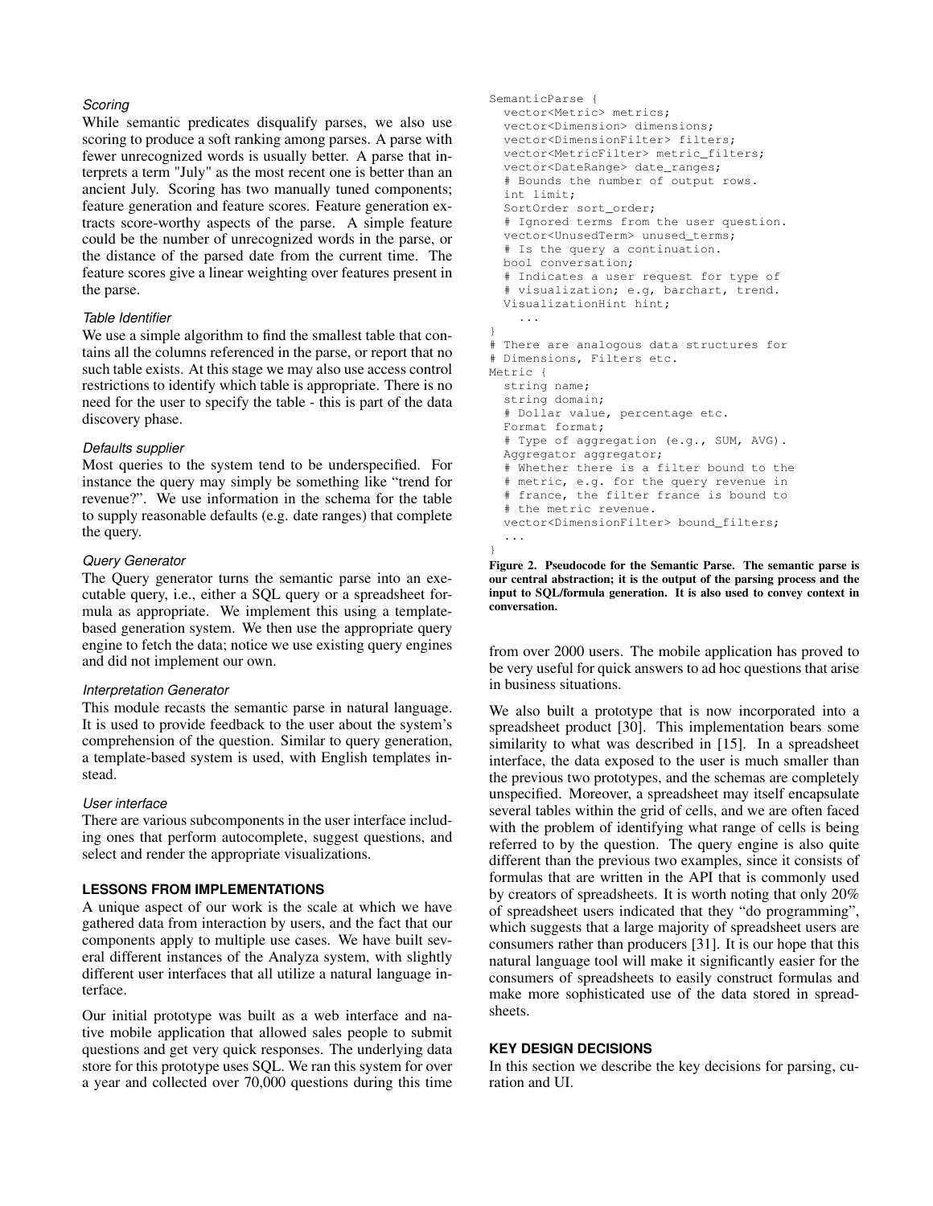### Scoring

While semantic predicates disqualify parses, we also use scoring to produce a soft ranking among parses. A parse with fewer unrecognized words is usually better. A parse that interprets a term "July" as the most recent one is better than an ancient July. Scoring has two manually tuned components; feature generation and feature scores. Feature generation extracts score-worthy aspects of the parse. A simple feature could be the number of unrecognized words in the parse, or the distance of the parsed date from the current time. The feature scores give a linear weighting over features present in the parse.

### Table Identifier

We use a simple algorithm to find the smallest table that contains all the columns referenced in the parse, or report that no such table exists. At this stage we may also use access control restrictions to identify which table is appropriate. There is no need for the user to specify the table - this is part of the data discovery phase.

### Defaults supplier

Most queries to the system tend to be underspecified. For instance the query may simply be something like "trend for revenue?". We use information in the schema for the table to supply reasonable defaults (e.g. date ranges) that complete the query.

### Query Generator

The Query generator turns the semantic parse into an executable query, i.e., either a SQL query or a spreadsheet formula as appropriate. We implement this using a template-based generation system. We then use the appropriate query engine to fetch the data; notice we use existing query engines and did not implement our own.

### Interpretation Generator

This module recasts the semantic parse in natural language. It is used to provide feedback to the user about the system's comprehension of the question. Similar to query generation, a template-based system is used, with English templates instead.

### User interface

There are various subcomponents in the user interface including ones that perform autocomplete, suggest questions, and select and render the appropriate visualizations.

## LESSONS FROM IMPLEMENTATIONS

A unique aspect of our work is the scale at which we have gathered data from interaction by users, and the fact that our components apply to multiple use cases. We have built several different instances of the Analyza system, with slightly different user interfaces that all utilize a natural language interface.

Our initial prototype was built as a web interface and native mobile application that allowed sales people to submit questions and get very quick responses. The underlying data store for this prototype uses SQL. We ran this system for over a year and collected over 70,000 questions during this time from over 2000 users. The mobile application has proved to be very useful for quick answers to ad hoc questions that arise in business situations.

```
SemanticParse {
  vector<Metric> metrics;
  vector<Dimension> dimensions;
  vector<DimensionFilter> filters;
  vector<MetricFilter> metric_filters;
  vector<DateRange> date_ranges;
  # Bounds the number of output rows.
  int limit;
  SortOrder sort_order;
  # Ignored terms from the user question.
  vector<UnusedTerm> unused_terms;
  # Is the query a continuation.
  bool conversation;
  # Indicates a user request for type of
  # visualization; e.g, barchart, trend.
  VisualizationHint hint;
    ...
}
# There are analogous data structures for
# Dimensions, Filters etc.
Metric {
  string name;
  string domain;
  # Dollar value, percentage etc.
  Format format;
  # Type of aggregation (e.g., SUM, AVG).
  Aggregator aggregator;
  # Whether there is a filter bound to the
  # metric, e.g. for the query revenue in
  # france, the filter france is bound to
  # the metric revenue.
  vector<DimensionFilter> bound_filters;
  ...
}
```

**Figure 2. Pseudocode for the Semantic Parse. The semantic parse is our central abstraction; it is the output of the parsing process and the input to SQL/formula generation. It is also used to convey context in conversation.**

We also built a prototype that is now incorporated into a spreadsheet product [30]. This implementation bears some similarity to what was described in [15]. In a spreadsheet interface, the data exposed to the user is much smaller than the previous two prototypes, and the schemas are completely unspecified. Moreover, a spreadsheet may itself encapsulate several tables within the grid of cells, and we are often faced with the problem of identifying what range of cells is being referred to by the question. The query engine is also quite different than the previous two examples, since it consists of formulas that are written in the API that is commonly used by creators of spreadsheets. It is worth noting that only 20% of spreadsheet users indicated that they "do programming", which suggests that a large majority of spreadsheet users are consumers rather than producers [31]. It is our hope that this natural language tool will make it significantly easier for the consumers of spreadsheets to easily construct formulas and make more sophisticated use of the data stored in spreadsheets.

## KEY DESIGN DECISIONS

In this section we describe the key decisions for parsing, curation and UI.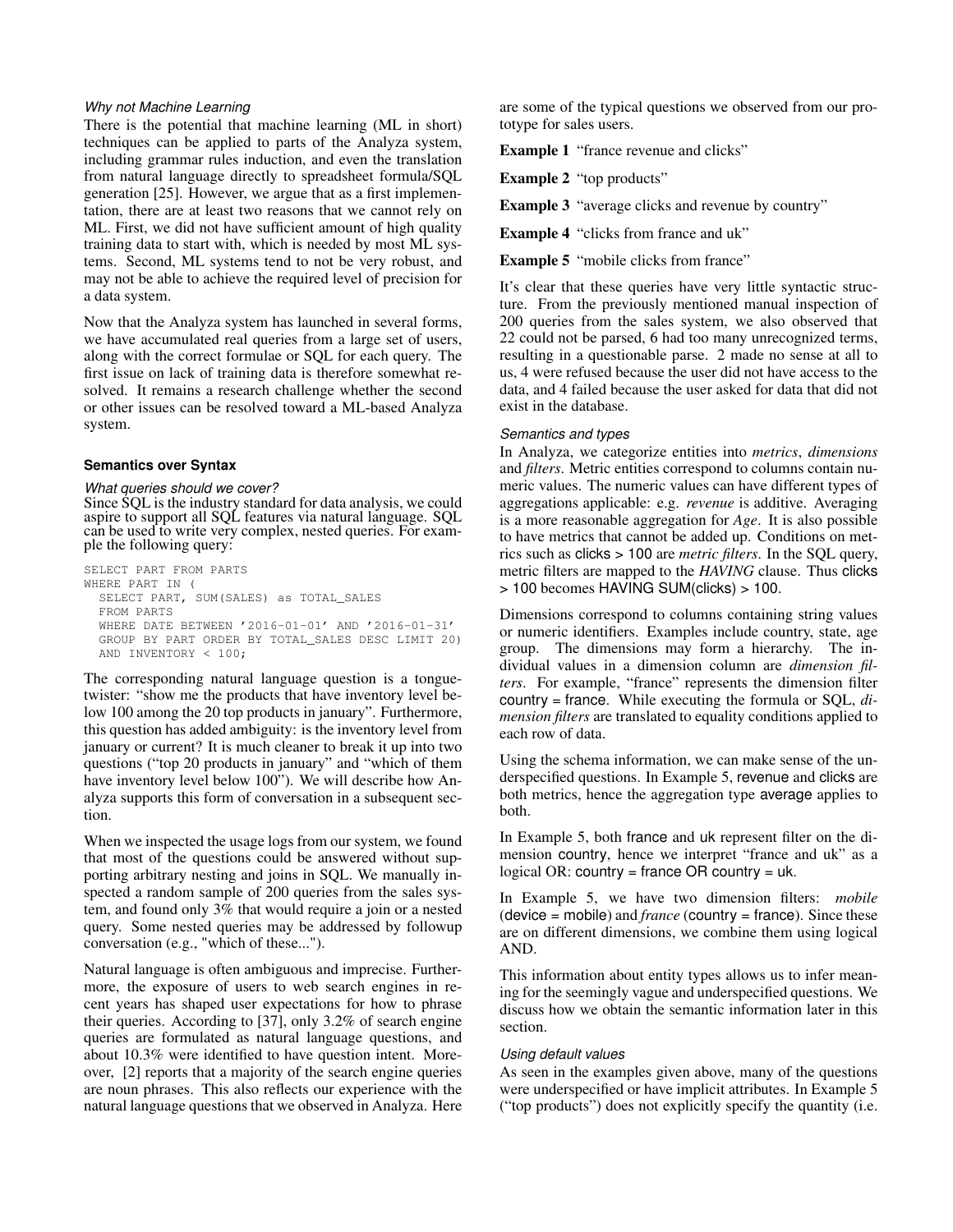*Why not Machine Learning*

There is the potential that machine learning (ML in short) techniques can be applied to parts of the Analyza system, including grammar rules induction, and even the translation from natural language directly to spreadsheet formula/SQL generation [25]. However, we argue that as a first implementation, there are at least two reasons that we cannot rely on ML. First, we did not have sufficient amount of high quality training data to start with, which is needed by most ML systems. Second, ML systems tend to not be very robust, and may not be able to achieve the required level of precision for a data system.

Now that the Analyza system has launched in several forms, we have accumulated real queries from a large set of users, along with the correct formulae or SQL for each query. The first issue on lack of training data is therefore somewhat resolved. It remains a research challenge whether the second or other issues can be resolved toward a ML-based Analyza system.

### Semantics over Syntax

*What queries should we cover?*

Since SQL is the industry standard for data analysis, we could aspire to support all SQL features via natural language. SQL can be used to write very complex, nested queries. For example the following query:

```
SELECT PART FROM PARTS
WHERE PART IN (
  SELECT PART, SUM(SALES) as TOTAL_SALES
  FROM PARTS
  WHERE DATE BETWEEN '2016-01-01' AND '2016-01-31'
  GROUP BY PART ORDER BY TOTAL_SALES DESC LIMIT 20)
  AND INVENTORY < 100;
```

The corresponding natural language question is a tongue-twister: "show me the products that have inventory level below 100 among the 20 top products in january". Furthermore, this question has added ambiguity: is the inventory level from january or current? It is much cleaner to break it up into two questions ("top 20 products in january" and "which of them have inventory level below 100"). We will describe how Analyza supports this form of conversation in a subsequent section.

When we inspected the usage logs from our system, we found that most of the questions could be answered without supporting arbitrary nesting and joins in SQL. We manually inspected a random sample of 200 queries from the sales system, and found only 3% that would require a join or a nested query. Some nested queries may be addressed by followup conversation (e.g., "which of these...").

Natural language is often ambiguous and imprecise. Furthermore, the exposure of users to web search engines in recent years has shaped user expectations for how to phrase their queries. According to [37], only 3.2% of search engine queries are formulated as natural language questions, and about 10.3% were identified to have question intent. Moreover, [2] reports that a majority of the search engine queries are noun phrases. This also reflects our experience with the natural language questions that we observed in Analyza. Here are some of the typical questions we observed from our prototype for sales users.

**Example 1** "france revenue and clicks"

**Example 2** "top products"

**Example 3** "average clicks and revenue by country"

**Example 4** "clicks from france and uk"

**Example 5** "mobile clicks from france"

It's clear that these queries have very little syntactic structure. From the previously mentioned manual inspection of 200 queries from the sales system, we also observed that 22 could not be parsed, 6 had too many unrecognized terms, resulting in a questionable parse. 2 made no sense at all to us, 4 were refused because the user did not have access to the data, and 4 failed because the user asked for data that did not exist in the database.

*Semantics and types*

In Analyza, we categorize entities into *metrics*, *dimensions* and *filters*. Metric entities correspond to columns contain numeric values. The numeric values can have different types of aggregations applicable: e.g. *revenue* is additive. Averaging is a more reasonable aggregation for *Age*. It is also possible to have metrics that cannot be added up. Conditions on metrics such as clicks > 100 are *metric filters*. In the SQL query, metric filters are mapped to the *HAVING* clause. Thus clicks > 100 becomes HAVING SUM(clicks) > 100.

Dimensions correspond to columns containing string values or numeric identifiers. Examples include country, state, age group. The dimensions may form a hierarchy. The individual values in a dimension column are *dimension filters*. For example, "france" represents the dimension filter country = france. While executing the formula or SQL, *dimension filters* are translated to equality conditions applied to each row of data.

Using the schema information, we can make sense of the underspecified questions. In Example 5, revenue and clicks are both metrics, hence the aggregation type average applies to both.

In Example 5, both france and uk represent filter on the dimension country, hence we interpret "france and uk" as a logical OR: country = france OR country = uk.

In Example 5, we have two dimension filters: *mobile* (device = mobile) and *france* (country = france). Since these are on different dimensions, we combine them using logical AND.

This information about entity types allows us to infer meaning for the seemingly vague and underspecified questions. We discuss how we obtain the semantic information later in this section.

*Using default values*

As seen in the examples given above, many of the questions were underspecified or have implicit attributes. In Example 5 ("top products") does not explicitly specify the quantity (i.e.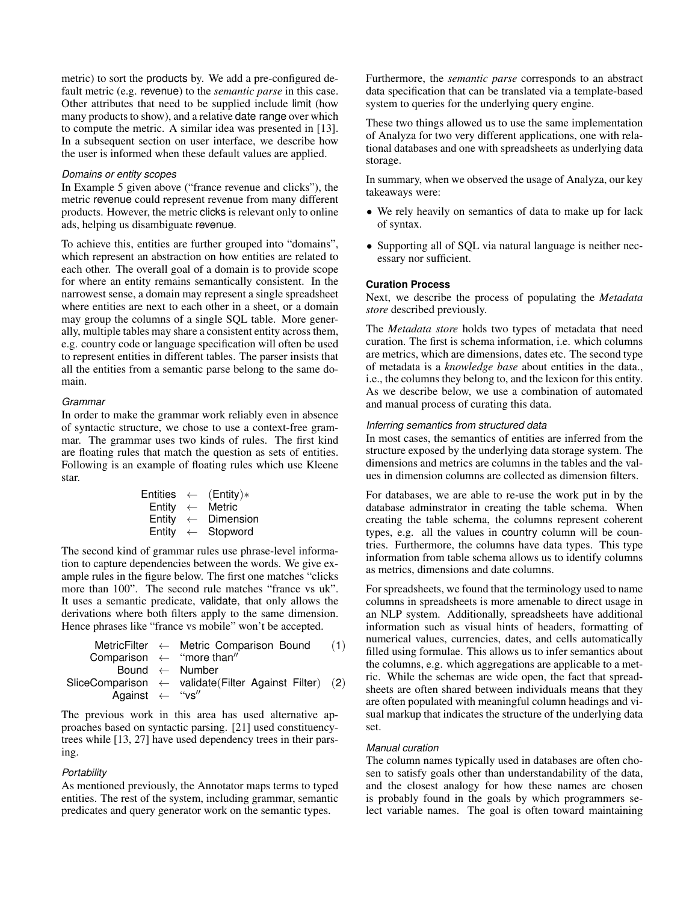metric) to sort the products by. We add a pre-configured default metric (e.g. revenue) to the *semantic parse* in this case. Other attributes that need to be supplied include limit (how many products to show), and a relative date range over which to compute the metric. A similar idea was presented in [13]. In a subsequent section on user interface, we describe how the user is informed when these default values are applied.

*Domains or entity scopes*

In Example 5 given above ("france revenue and clicks"), the metric revenue could represent revenue from many different products. However, the metric clicks is relevant only to online ads, helping us disambiguate revenue.

To achieve this, entities are further grouped into "domains", which represent an abstraction on how entities are related to each other. The overall goal of a domain is to provide scope for where an entity remains semantically consistent. In the narrowest sense, a domain may represent a single spreadsheet where entities are next to each other in a sheet, or a domain may group the columns of a single SQL table. More generally, multiple tables may share a consistent entity across them, e.g. country code or language specification will often be used to represent entities in different tables. The parser insists that all the entities from a semantic parse belong to the same domain.

*Grammar*

In order to make the grammar work reliably even in absence of syntactic structure, we chose to use a context-free grammar. The grammar uses two kinds of rules. The first kind are floating rules that match the question as sets of entities. Following is an example of floating rules which use Kleene star.

$$
\begin{aligned}
\text{Entities} &\leftarrow (\text{Entity})* \\
\text{Entity} &\leftarrow \text{Metric} \\
\text{Entity} &\leftarrow \text{Dimension} \\
\text{Entity} &\leftarrow \text{Stopword}
\end{aligned}
$$

The second kind of grammar rules use phrase-level information to capture dependencies between the words. We give example rules in the figure below. The first one matches "clicks more than 100". The second rule matches "france vs uk". It uses a semantic predicate, validate, that only allows the derivations where both filters apply to the same dimension. Hence phrases like "france vs mobile" won't be accepted.

$$
\begin{aligned}
\text{MetricFilter} &\leftarrow \text{Metric Comparison Bound} && (1) \\
\text{Comparison} &\leftarrow \text{"more than"} \\
\text{Bound} &\leftarrow \text{Number} \\
\text{SliceComparison} &\leftarrow \text{validate(Filter Against Filter)} && (2) \\
\text{Against} &\leftarrow \text{"vs"}
\end{aligned}
$$

The previous work in this area has used alternative approaches based on syntactic parsing. [21] used constituency-trees while [13, 27] have used dependency trees in their parsing.

*Portability*

As mentioned previously, the Annotator maps terms to typed entities. The rest of the system, including grammar, semantic predicates and query generator work on the semantic types.

Furthermore, the *semantic parse* corresponds to an abstract data specification that can be translated via a template-based system to queries for the underlying query engine.

These two things allowed us to use the same implementation of Analyza for two very different applications, one with relational databases and one with spreadsheets as underlying data storage.

In summary, when we observed the usage of Analyza, our key takeaways were:

- We rely heavily on semantics of data to make up for lack of syntax.
- Supporting all of SQL via natural language is neither necessary nor sufficient.

**Curation Process**

Next, we describe the process of populating the *Metadata store* described previously.

The *Metadata store* holds two types of metadata that need curation. The first is schema information, i.e. which columns are metrics, which are dimensions, dates etc. The second type of metadata is a *knowledge base* about entities in the data., i.e., the columns they belong to, and the lexicon for this entity. As we describe below, we use a combination of automated and manual process of curating this data.

*Inferring semantics from structured data*

In most cases, the semantics of entities are inferred from the structure exposed by the underlying data storage system. The dimensions and metrics are columns in the tables and the values in dimension columns are collected as dimension filters.

For databases, we are able to re-use the work put in by the database adminstrator in creating the table schema. When creating the table schema, the columns represent coherent types, e.g. all the values in country column will be countries. Furthermore, the columns have data types. This type information from table schema allows us to identify columns as metrics, dimensions and date columns.

For spreadsheets, we found that the terminology used to name columns in spreadsheets is more amenable to direct usage in an NLP system. Additionally, spreadsheets have additional information such as visual hints of headers, formatting of numerical values, currencies, dates, and cells automatically filled using formulae. This allows us to infer semantics about the columns, e.g. which aggregations are applicable to a metric. While the schemas are wide open, the fact that spreadsheets are often shared between individuals means that they are often populated with meaningful column headings and visual markup that indicates the structure of the underlying data set.

*Manual curation*

The column names typically used in databases are often chosen to satisfy goals other than understandability of the data, and the closest analogy for how these names are chosen is probably found in the goals by which programmers select variable names. The goal is often toward maintaining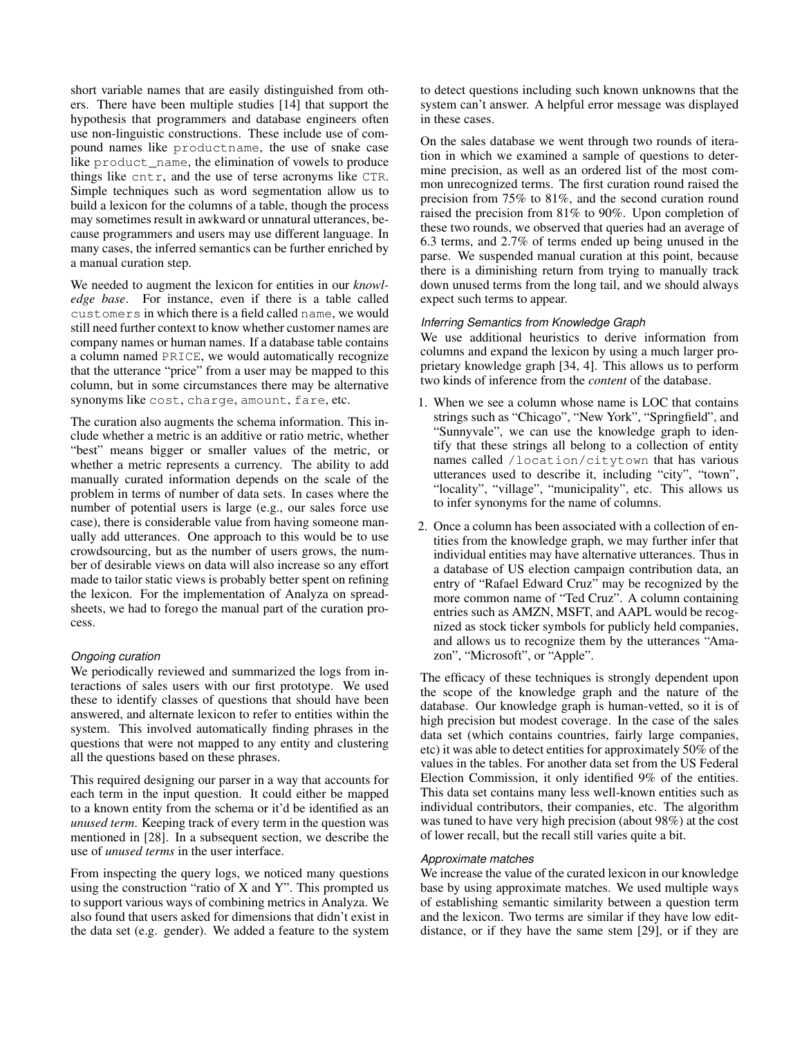short variable names that are easily distinguished from others. There have been multiple studies [14] that support the hypothesis that programmers and database engineers often use non-linguistic constructions. These include use of compound names like `productname`, the use of snake case like `product_name`, the elimination of vowels to produce things like `cntr`, and the use of terse acronyms like `CTR`. Simple techniques such as word segmentation allow us to build a lexicon for the columns of a table, though the process may sometimes result in awkward or unnatural utterances, because programmers and users may use different language. In many cases, the inferred semantics can be further enriched by a manual curation step.

We needed to augment the lexicon for entities in our *knowledge base*. For instance, even if there is a table called `customers` in which there is a field called `name`, we would still need further context to know whether customer names are company names or human names. If a database table contains a column named `PRICE`, we would automatically recognize that the utterance "price" from a user may be mapped to this column, but in some circumstances there may be alternative synonyms like `cost`, `charge`, `amount`, `fare`, etc.

The curation also augments the schema information. This include whether a metric is an additive or ratio metric, whether "best" means bigger or smaller values of the metric, or whether a metric represents a currency. The ability to add manually curated information depends on the scale of the problem in terms of number of data sets. In cases where the number of potential users is large (e.g., our sales force use case), there is considerable value from having someone manually add utterances. One approach to this would be to use crowdsourcing, but as the number of users grows, the number of desirable views on data will also increase so any effort made to tailor static views is probably better spent on refining the lexicon. For the implementation of Analyza on spreadsheets, we had to forego the manual part of the curation process.

#### *Ongoing curation*

We periodically reviewed and summarized the logs from interactions of sales users with our first prototype. We used these to identify classes of questions that should have been answered, and alternate lexicon to refer to entities within the system. This involved automatically finding phrases in the questions that were not mapped to any entity and clustering all the questions based on these phrases.

This required designing our parser in a way that accounts for each term in the input question. It could either be mapped to a known entity from the schema or it'd be identified as an *unused term*. Keeping track of every term in the question was mentioned in [28]. In a subsequent section, we describe the use of *unused terms* in the user interface.

From inspecting the query logs, we noticed many questions using the construction "ratio of X and Y". This prompted us to support various ways of combining metrics in Analyza. We also found that users asked for dimensions that didn't exist in the data set (e.g. gender). We added a feature to the system to detect questions including such known unknowns that the system can't answer. A helpful error message was displayed in these cases.

On the sales database we went through two rounds of iteration in which we examined a sample of questions to determine precision, as well as an ordered list of the most common unrecognized terms. The first curation round raised the precision from 75% to 81%, and the second curation round raised the precision from 81% to 90%. Upon completion of these two rounds, we observed that queries had an average of 6.3 terms, and 2.7% of terms ended up being unused in the parse. We suspended manual curation at this point, because there is a diminishing return from trying to manually track down unused terms from the long tail, and we should always expect such terms to appear.

#### *Inferring Semantics from Knowledge Graph*

We use additional heuristics to derive information from columns and expand the lexicon by using a much larger proprietary knowledge graph [34, 4]. This allows us to perform two kinds of inference from the *content* of the database.

1. When we see a column whose name is LOC that contains strings such as "Chicago", "New York", "Springfield", and "Sunnyvale", we can use the knowledge graph to identify that these strings all belong to a collection of entity names called `/location/citytown` that has various utterances used to describe it, including "city", "town", "locality", "village", "municipality", etc. This allows us to infer synonyms for the name of columns.
2. Once a column has been associated with a collection of entities from the knowledge graph, we may further infer that individual entities may have alternative utterances. Thus in a database of US election campaign contribution data, an entry of "Rafael Edward Cruz" may be recognized by the more common name of "Ted Cruz". A column containing entries such as AMZN, MSFT, and AAPL would be recognized as stock ticker symbols for publicly held companies, and allows us to recognize them by the utterances "Amazon", "Microsoft", or "Apple".

The efficacy of these techniques is strongly dependent upon the scope of the knowledge graph and the nature of the database. Our knowledge graph is human-vetted, so it is of high precision but modest coverage. In the case of the sales data set (which contains countries, fairly large companies, etc) it was able to detect entities for approximately 50% of the values in the tables. For another data set from the US Federal Election Commission, it only identified 9% of the entities. This data set contains many less well-known entities such as individual contributors, their companies, etc. The algorithm was tuned to have very high precision (about 98%) at the cost of lower recall, but the recall still varies quite a bit.

#### *Approximate matches*

We increase the value of the curated lexicon in our knowledge base by using approximate matches. We used multiple ways of establishing semantic similarity between a question term and the lexicon. Two terms are similar if they have low edit-distance, or if they have the same stem [29], or if they are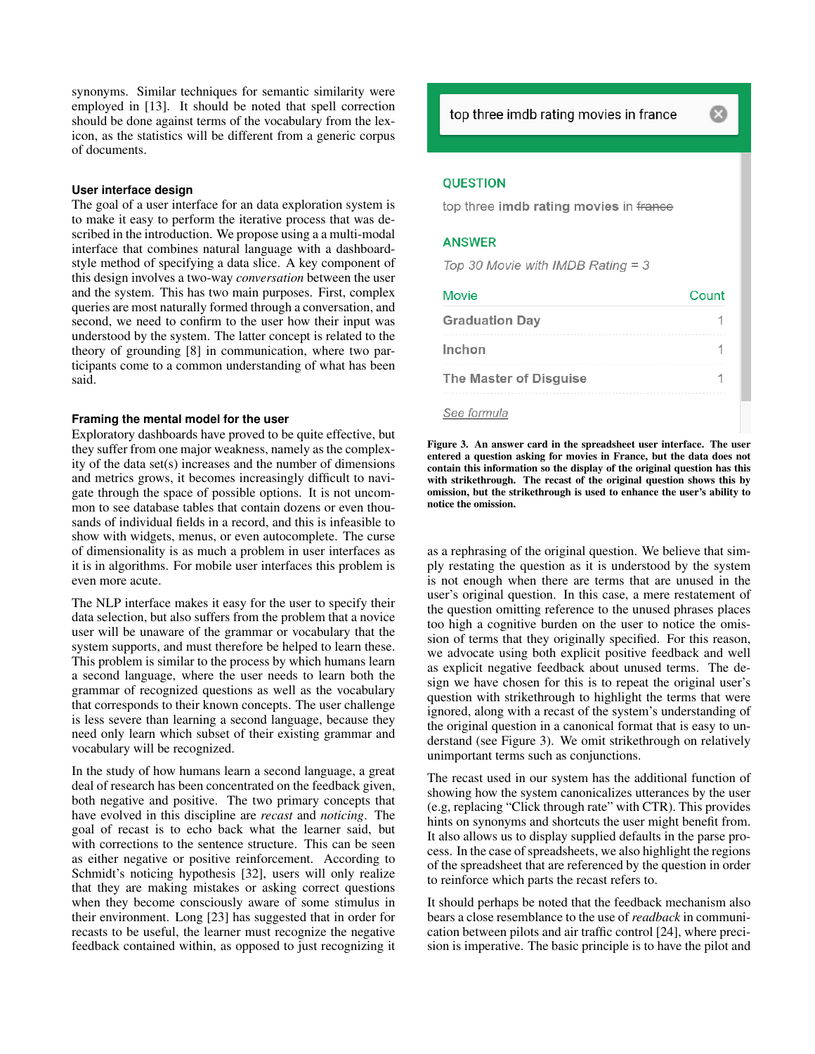synonyms. Similar techniques for semantic similarity were employed in [13]. It should be noted that spell correction should be done against terms of the vocabulary from the lexicon, as the statistics will be different from a generic corpus of documents.

### User interface design

The goal of a user interface for an data exploration system is to make it easy to perform the iterative process that was described in the introduction. We propose using a a multi-modal interface that combines natural language with a dashboard-style method of specifying a data slice. A key component of this design involves a two-way *conversation* between the user and the system. This has two main purposes. First, complex queries are most naturally formed through a conversation, and second, we need to confirm to the user how their input was understood by the system. The latter concept is related to the theory of grounding [8] in communication, where two participants come to a common understanding of what has been said.

### Framing the mental model for the user

Exploratory dashboards have proved to be quite effective, but they suffer from one major weakness, namely as the complexity of the data set(s) increases and the number of dimensions and metrics grows, it becomes increasingly difficult to navigate through the space of possible options. It is not uncommon to see database tables that contain dozens or even thousands of individual fields in a record, and this is infeasible to show with widgets, menus, or even autocomplete. The curse of dimensionality is as much a problem in user interfaces as it is in algorithms. For mobile user interfaces this problem is even more acute.

The NLP interface makes it easy for the user to specify their data selection, but also suffers from the problem that a novice user will be unaware of the grammar or vocabulary that the system supports, and must therefore be helped to learn these. This problem is similar to the process by which humans learn a second language, where the user needs to learn both the grammar of recognized questions as well as the vocabulary that corresponds to their known concepts. The user challenge is less severe than learning a second language, because they need only learn which subset of their existing grammar and vocabulary will be recognized.

In the study of how humans learn a second language, a great deal of research has been concentrated on the feedback given, both negative and positive. The two primary concepts that have evolved in this discipline are *recast* and *noticing*. The goal of recast is to echo back what the learner said, but with corrections to the sentence structure. This can be seen as either negative or positive reinforcement. According to Schmidt's noticing hypothesis [32], users will only realize that they are making mistakes or asking correct questions when they become consciously aware of some stimulus in their environment. Long [23] has suggested that in order for recasts to be useful, the learner must recognize the negative feedback contained within, as opposed to just recognizing it as a rephrasing of the original question. We believe that simply restating the question as it is understood by the system is not enough when there are terms that are unused in the user's original question. In this case, a mere restatement of the question omitting reference to the unused phrases places too high a cognitive burden on the user to notice the omission of terms that they originally specified. For this reason, we advocate using both explicit positive feedback and well as explicit negative feedback about unused terms. The design we have chosen for this is to repeat the original user's question with strikethrough to highlight the terms that were ignored, along with a recast of the system's understanding of the original question in a canonical format that is easy to understand (see Figure 3). We omit strikethrough on relatively unimportant terms such as conjunctions.

top three imdb rating movies in france

QUESTION

top three **imdb rating movies** in ~~france~~

ANSWER

*Top 30 Movie with IMDB Rating = 3*

| Movie | Count |
|---|---|
| Graduation Day | 1 |
| Inchon | 1 |
| The Master of Disguise | 1 |

See formula

**Figure 3. An answer card in the spreadsheet user interface. The user entered a question asking for movies in France, but the data does not contain this information so the display of the original question has this with strikethrough. The recast of the original question shows this by omission, but the strikethrough is used to enhance the user's ability to notice the omission.**

The recast used in our system has the additional function of showing how the system canonicalizes utterances by the user (e.g, replacing "Click through rate" with CTR). This provides hints on synonyms and shortcuts the user might benefit from. It also allows us to display supplied defaults in the parse process. In the case of spreadsheets, we also highlight the regions of the spreadsheet that are referenced by the question in order to reinforce which parts the recast refers to.

It should perhaps be noted that the feedback mechanism also bears a close resemblance to the use of *readback* in communication between pilots and air traffic control [24], where precision is imperative. The basic principle is to have the pilot and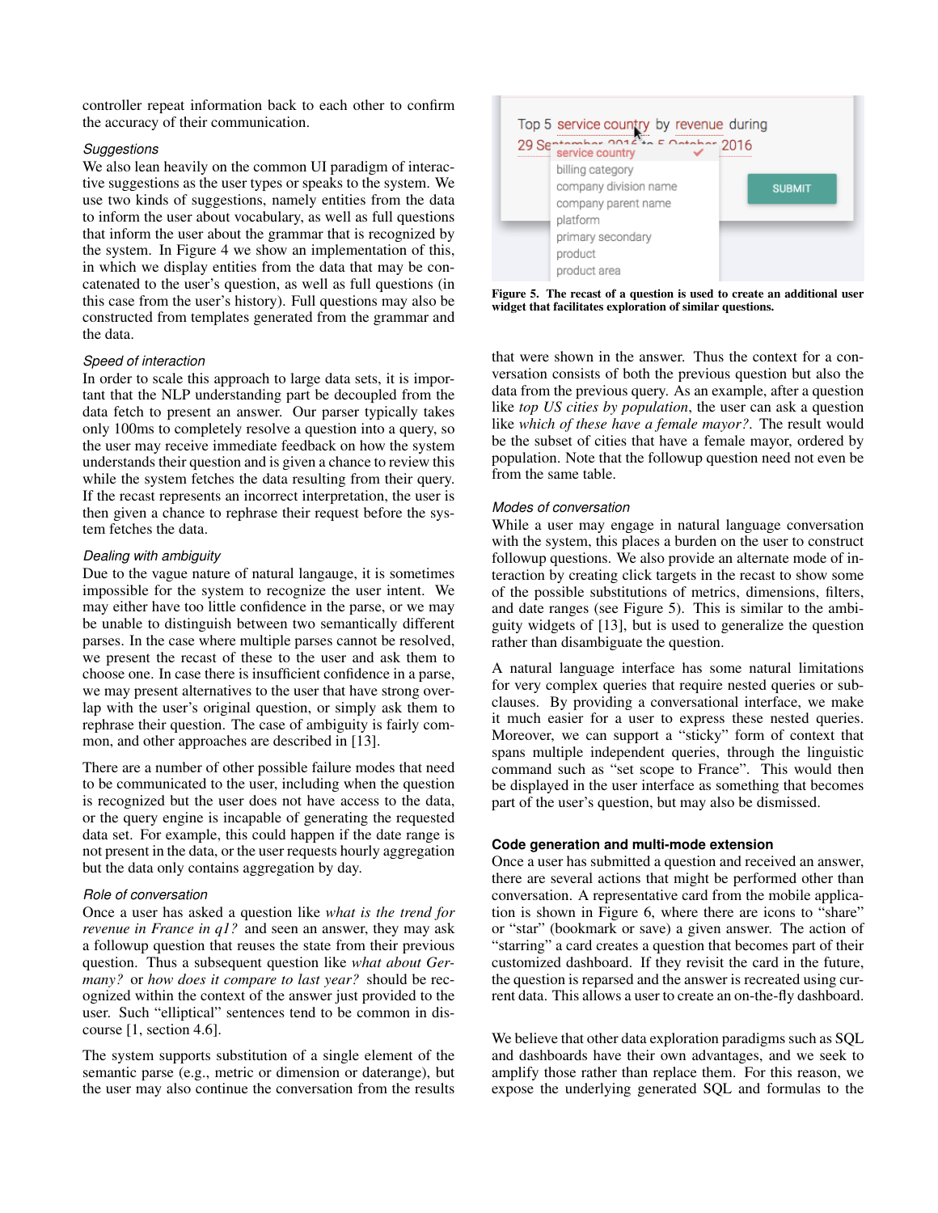controller repeat information back to each other to confirm the accuracy of their communication.

*Suggestions*

We also lean heavily on the common UI paradigm of interactive suggestions as the user types or speaks to the system. We use two kinds of suggestions, namely entities from the data to inform the user about vocabulary, as well as full questions that inform the user about the grammar that is recognized by the system. In Figure 4 we show an implementation of this, in which we display entities from the data that may be concatenated to the user's question, as well as full questions (in this case from the user's history). Full questions may also be constructed from templates generated from the grammar and the data.

*Speed of interaction*

In order to scale this approach to large data sets, it is important that the NLP understanding part be decoupled from the data fetch to present an answer. Our parser typically takes only 100ms to completely resolve a question into a query, so the user may receive immediate feedback on how the system understands their question and is given a chance to review this while the system fetches the data resulting from their query. If the recast represents an incorrect interpretation, the user is then given a chance to rephrase their request before the system fetches the data.

*Dealing with ambiguity*

Due to the vague nature of natural langauge, it is sometimes impossible for the system to recognize the user intent. We may either have too little confidence in the parse, or we may be unable to distinguish between two semantically different parses. In the case where multiple parses cannot be resolved, we present the recast of these to the user and ask them to choose one. In case there is insufficient confidence in a parse, we may present alternatives to the user that have strong overlap with the user's original question, or simply ask them to rephrase their question. The case of ambiguity is fairly common, and other approaches are described in [13].

There are a number of other possible failure modes that need to be communicated to the user, including when the question is recognized but the user does not have access to the data, or the query engine is incapable of generating the requested data set. For example, this could happen if the date range is not present in the data, or the user requests hourly aggregation but the data only contains aggregation by day.

*Role of conversation*

Once a user has asked a question like *what is the trend for revenue in France in q1?* and seen an answer, they may ask a followup question that reuses the state from their previous question. Thus a subsequent question like *what about Germany?* or *how does it compare to last year?* should be recognized within the context of the answer just provided to the user. Such "elliptical" sentences tend to be common in discourse [1, section 4.6].

The system supports substitution of a single element of the semantic parse (e.g., metric or dimension or daterange), but the user may also continue the conversation from the results

Top 5 service country by revenue during
29 September 2016 to 5 October 2016
service country
billing category
company division name
company parent name
platform
primary secondary
product
product area
SUBMIT

**Figure 5. The recast of a question is used to create an additional user widget that facilitates exploration of similar questions.**

that were shown in the answer. Thus the context for a conversation consists of both the previous question but also the data from the previous query. As an example, after a question like *top US cities by population*, the user can ask a question like *which of these have a female mayor?*. The result would be the subset of cities that have a female mayor, ordered by population. Note that the followup question need not even be from the same table.

*Modes of conversation*

While a user may engage in natural language conversation with the system, this places a burden on the user to construct followup questions. We also provide an alternate mode of interaction by creating click targets in the recast to show some of the possible substitutions of metrics, dimensions, filters, and date ranges (see Figure 5). This is similar to the ambiguity widgets of [13], but is used to generalize the question rather than disambiguate the question.

A natural language interface has some natural limitations for very complex queries that require nested queries or subclauses. By providing a conversational interface, we make it much easier for a user to express these nested queries. Moreover, we can support a "sticky" form of context that spans multiple independent queries, through the linguistic command such as "set scope to France". This would then be displayed in the user interface as something that becomes part of the user's question, but may also be dismissed.

### Code generation and multi-mode extension

Once a user has submitted a question and received an answer, there are several actions that might be performed other than conversation. A representative card from the mobile application is shown in Figure 6, where there are icons to "share" or "star" (bookmark or save) a given answer. The action of "starring" a card creates a question that becomes part of their customized dashboard. If they revisit the card in the future, the question is reparsed and the answer is recreated using current data. This allows a user to create an on-the-fly dashboard.

We believe that other data exploration paradigms such as SQL and dashboards have their own advantages, and we seek to amplify those rather than replace them. For this reason, we expose the underlying generated SQL and formulas to the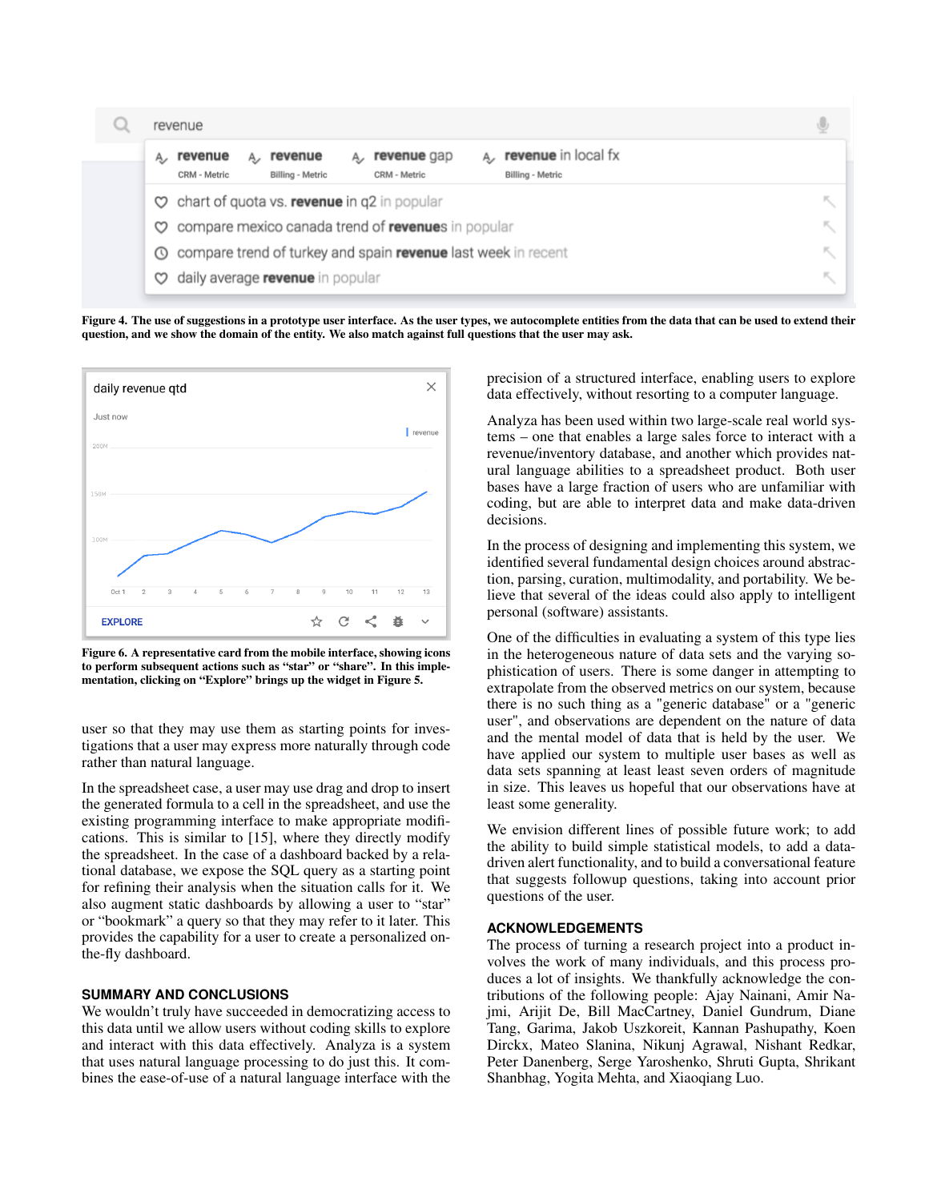revenue

revenue CRM - Metric | revenue Billing - Metric | revenue gap CRM - Metric | revenue in local fx Billing - Metric

chart of quota vs. **revenue** in q2 in popular

compare mexico canada trend of **revenues** in popular

compare trend of turkey and spain **revenue** last week in recent

daily average **revenue** in popular

**Figure 4. The use of suggestions in a prototype user interface. As the user types, we autocomplete entities from the data that can be used to extend their question, and we show the domain of the entity. We also match against full questions that the user may ask.**

daily revenue qtd

Just now

revenue

200M

150M

100M

Oct 1 2 3 4 5 6 7 8 9 10 11 12 13

EXPLORE

**Figure 6. A representative card from the mobile interface, showing icons to perform subsequent actions such as "star" or "share". In this implementation, clicking on "Explore" brings up the widget in Figure 5.**

user so that they may use them as starting points for investigations that a user may express more naturally through code rather than natural language.

In the spreadsheet case, a user may use drag and drop to insert the generated formula to a cell in the spreadsheet, and use the existing programming interface to make appropriate modifications. This is similar to [15], where they directly modify the spreadsheet. In the case of a dashboard backed by a relational database, we expose the SQL query as a starting point for refining their analysis when the situation calls for it. We also augment static dashboards by allowing a user to "star" or "bookmark" a query so that they may refer to it later. This provides the capability for a user to create a personalized on-the-fly dashboard.

## SUMMARY AND CONCLUSIONS

We wouldn't truly have succeeded in democratizing access to this data until we allow users without coding skills to explore and interact with this data effectively. Analyza is a system that uses natural language processing to do just this. It combines the ease-of-use of a natural language interface with the precision of a structured interface, enabling users to explore data effectively, without resorting to a computer language.

Analyza has been used within two large-scale real world systems – one that enables a large sales force to interact with a revenue/inventory database, and another which provides natural language abilities to a spreadsheet product. Both user bases have a large fraction of users who are unfamiliar with coding, but are able to interpret data and make data-driven decisions.

In the process of designing and implementing this system, we identified several fundamental design choices around abstraction, parsing, curation, multimodality, and portability. We believe that several of the ideas could also apply to intelligent personal (software) assistants.

One of the difficulties in evaluating a system of this type lies in the heterogeneous nature of data sets and the varying sophistication of users. There is some danger in attempting to extrapolate from the observed metrics on our system, because there is no such thing as a "generic database" or a "generic user", and observations are dependent on the nature of data and the mental model of data that is held by the user. We have applied our system to multiple user bases as well as data sets spanning at least least seven orders of magnitude in size. This leaves us hopeful that our observations have at least some generality.

We envision different lines of possible future work; to add the ability to build simple statistical models, to add a data-driven alert functionality, and to build a conversational feature that suggests followup questions, taking into account prior questions of the user.

## ACKNOWLEDGEMENTS

The process of turning a research project into a product involves the work of many individuals, and this process produces a lot of insights. We thankfully acknowledge the contributions of the following people: Ajay Nainani, Amir Najmi, Arijit De, Bill MacCartney, Daniel Gundrum, Diane Tang, Garima, Jakob Uszkoreit, Kannan Pashupathy, Koen Dirckx, Mateo Slanina, Nikunj Agrawal, Nishant Redkar, Peter Danenberg, Serge Yaroshenko, Shruti Gupta, Shrikant Shanbhag, Yogita Mehta, and Xiaoqiang Luo.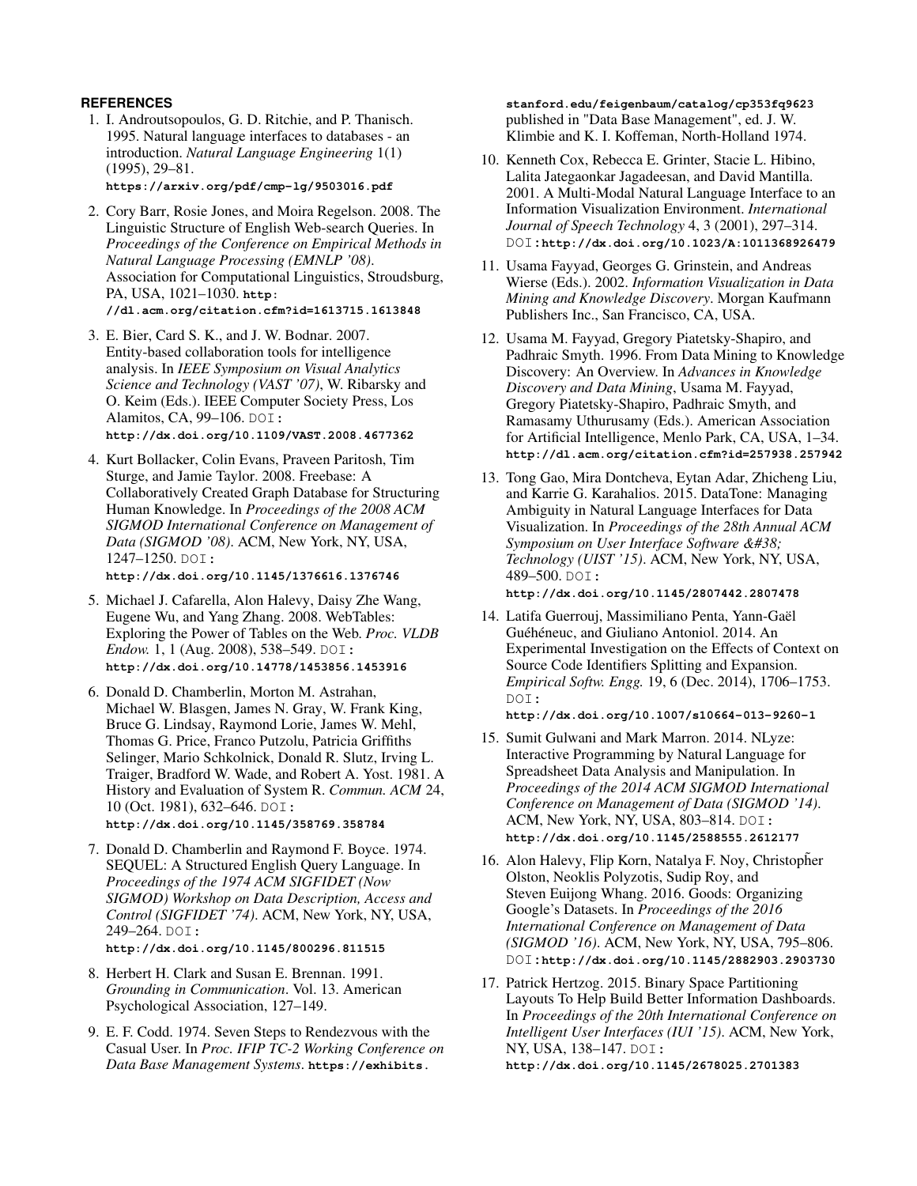## REFERENCES

1. I. Androutsopoulos, G. D. Ritchie, and P. Thanisch. 1995. Natural language interfaces to databases - an introduction. *Natural Language Engineering* 1(1) (1995), 29–81. **https://arxiv.org/pdf/cmp-lg/9503016.pdf**

2. Cory Barr, Rosie Jones, and Moira Regelson. 2008. The Linguistic Structure of English Web-search Queries. In *Proceedings of the Conference on Empirical Methods in Natural Language Processing (EMNLP '08)*. Association for Computational Linguistics, Stroudsburg, PA, USA, 1021–1030. **http://dl.acm.org/citation.cfm?id=1613715.1613848**

3. E. Bier, Card S. K., and J. W. Bodnar. 2007. Entity-based collaboration tools for intelligence analysis. In *IEEE Symposium on Visual Analytics Science and Technology (VAST '07)*, W. Ribarsky and O. Keim (Eds.). IEEE Computer Society Press, Los Alamitos, CA, 99–106. DOI: **http://dx.doi.org/10.1109/VAST.2008.4677362**

4. Kurt Bollacker, Colin Evans, Praveen Paritosh, Tim Sturge, and Jamie Taylor. 2008. Freebase: A Collaboratively Created Graph Database for Structuring Human Knowledge. In *Proceedings of the 2008 ACM SIGMOD International Conference on Management of Data (SIGMOD '08)*. ACM, New York, NY, USA, 1247–1250. DOI: **http://dx.doi.org/10.1145/1376616.1376746**

5. Michael J. Cafarella, Alon Halevy, Daisy Zhe Wang, Eugene Wu, and Yang Zhang. 2008. WebTables: Exploring the Power of Tables on the Web. *Proc. VLDB Endow.* 1, 1 (Aug. 2008), 538–549. DOI: **http://dx.doi.org/10.14778/1453856.1453916**

6. Donald D. Chamberlin, Morton M. Astrahan, Michael W. Blasgen, James N. Gray, W. Frank King, Bruce G. Lindsay, Raymond Lorie, James W. Mehl, Thomas G. Price, Franco Putzolu, Patricia Griffiths Selinger, Mario Schkolnick, Donald R. Slutz, Irving L. Traiger, Bradford W. Wade, and Robert A. Yost. 1981. A History and Evaluation of System R. *Commun. ACM* 24, 10 (Oct. 1981), 632–646. DOI: **http://dx.doi.org/10.1145/358769.358784**

7. Donald D. Chamberlin and Raymond F. Boyce. 1974. SEQUEL: A Structured English Query Language. In *Proceedings of the 1974 ACM SIGFIDET (Now SIGMOD) Workshop on Data Description, Access and Control (SIGFIDET '74)*. ACM, New York, NY, USA, 249–264. DOI: **http://dx.doi.org/10.1145/800296.811515**

8. Herbert H. Clark and Susan E. Brennan. 1991. *Grounding in Communication*. Vol. 13. American Psychological Association, 127–149.

9. E. F. Codd. 1974. Seven Steps to Rendezvous with the Casual User. In *Proc. IFIP TC-2 Working Conference on Data Base Management Systems*. **https://exhibits.stanford.edu/feigenbaum/catalog/cp353fq9623** published in "Data Base Management", ed. J. W. Klimbie and K. I. Koffeman, North-Holland 1974.

10. Kenneth Cox, Rebecca E. Grinter, Stacie L. Hibino, Lalita Jategaonkar Jagadeesan, and David Mantilla. 2001. A Multi-Modal Natural Language Interface to an Information Visualization Environment. *International Journal of Speech Technology* 4, 3 (2001), 297–314. DOI: **http://dx.doi.org/10.1023/A:1011368926479**

11. Usama Fayyad, Georges G. Grinstein, and Andreas Wierse (Eds.). 2002. *Information Visualization in Data Mining and Knowledge Discovery*. Morgan Kaufmann Publishers Inc., San Francisco, CA, USA.

12. Usama M. Fayyad, Gregory Piatetsky-Shapiro, and Padhraic Smyth. 1996. From Data Mining to Knowledge Discovery: An Overview. In *Advances in Knowledge Discovery and Data Mining*, Usama M. Fayyad, Gregory Piatetsky-Shapiro, Padhraic Smyth, and Ramasamy Uthurusamy (Eds.). American Association for Artificial Intelligence, Menlo Park, CA, USA, 1–34. **http://dl.acm.org/citation.cfm?id=257938.257942**

13. Tong Gao, Mira Dontcheva, Eytan Adar, Zhicheng Liu, and Karrie G. Karahalios. 2015. DataTone: Managing Ambiguity in Natural Language Interfaces for Data Visualization. In *Proceedings of the 28th Annual ACM Symposium on User Interface Software &#38; Technology (UIST '15)*. ACM, New York, NY, USA, 489–500. DOI: **http://dx.doi.org/10.1145/2807442.2807478**

14. Latifa Guerrouj, Massimiliano Penta, Yann-Gaël Guéhéneuc, and Giuliano Antoniol. 2014. An Experimental Investigation on the Effects of Context on Source Code Identifiers Splitting and Expansion. *Empirical Softw. Engg.* 19, 6 (Dec. 2014), 1706–1753. DOI: **http://dx.doi.org/10.1007/s10664-013-9260-1**

15. Sumit Gulwani and Mark Marron. 2014. NLyze: Interactive Programming by Natural Language for Spreadsheet Data Analysis and Manipulation. In *Proceedings of the 2014 ACM SIGMOD International Conference on Management of Data (SIGMOD '14)*. ACM, New York, NY, USA, 803–814. DOI: **http://dx.doi.org/10.1145/2588555.2612177**

16. Alon Halevy, Flip Korn, Natalya F. Noy, Christopher Olston, Neoklis Polyzotis, Sudip Roy, and Steven Euijong Whang. 2016. Goods: Organizing Google's Datasets. In *Proceedings of the 2016 International Conference on Management of Data (SIGMOD '16)*. ACM, New York, NY, USA, 795–806. DOI: **http://dx.doi.org/10.1145/2882903.2903730**

17. Patrick Hertzog. 2015. Binary Space Partitioning Layouts To Help Build Better Information Dashboards. In *Proceedings of the 20th International Conference on Intelligent User Interfaces (IUI '15)*. ACM, New York, NY, USA, 138–147. DOI: **http://dx.doi.org/10.1145/2678025.2701383**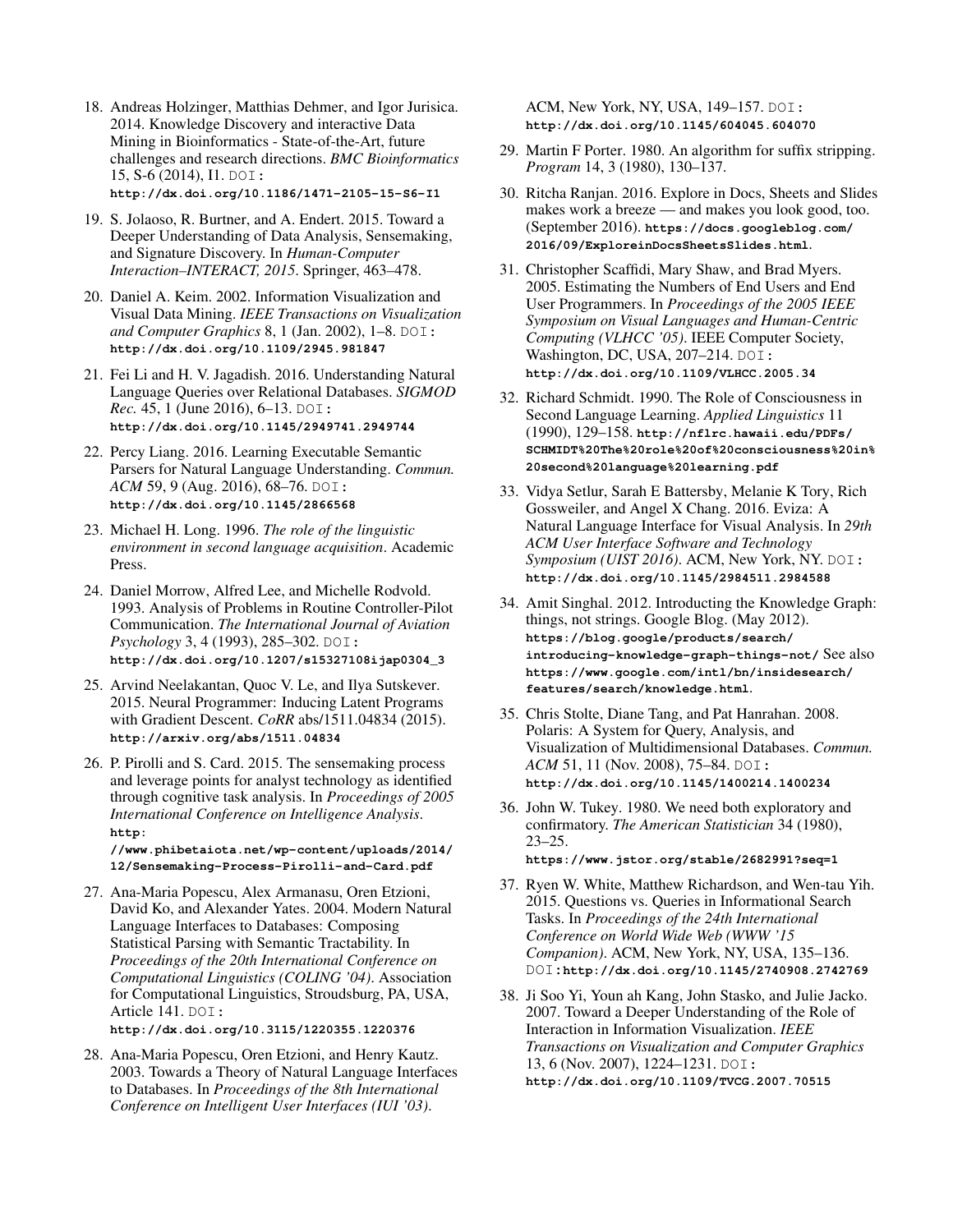18. Andreas Holzinger, Matthias Dehmer, and Igor Jurisica. 2014. Knowledge Discovery and interactive Data Mining in Bioinformatics - State-of-the-Art, future challenges and research directions. *BMC Bioinformatics* 15, S-6 (2014), I1. DOI: **http://dx.doi.org/10.1186/1471-2105-15-S6-I1**

19. S. Jolaoso, R. Burtner, and A. Endert. 2015. Toward a Deeper Understanding of Data Analysis, Sensemaking, and Signature Discovery. In *Human-Computer Interaction–INTERACT, 2015*. Springer, 463–478.

20. Daniel A. Keim. 2002. Information Visualization and Visual Data Mining. *IEEE Transactions on Visualization and Computer Graphics* 8, 1 (Jan. 2002), 1–8. DOI: **http://dx.doi.org/10.1109/2945.981847**

21. Fei Li and H. V. Jagadish. 2016. Understanding Natural Language Queries over Relational Databases. *SIGMOD Rec.* 45, 1 (June 2016), 6–13. DOI: **http://dx.doi.org/10.1145/2949741.2949744**

22. Percy Liang. 2016. Learning Executable Semantic Parsers for Natural Language Understanding. *Commun. ACM* 59, 9 (Aug. 2016), 68–76. DOI: **http://dx.doi.org/10.1145/2866568**

23. Michael H. Long. 1996. *The role of the linguistic environment in second language acquisition*. Academic Press.

24. Daniel Morrow, Alfred Lee, and Michelle Rodvold. 1993. Analysis of Problems in Routine Controller-Pilot Communication. *The International Journal of Aviation Psychology* 3, 4 (1993), 285–302. DOI: **http://dx.doi.org/10.1207/s15327108ijap0304_3**

25. Arvind Neelakantan, Quoc V. Le, and Ilya Sutskever. 2015. Neural Programmer: Inducing Latent Programs with Gradient Descent. *CoRR* abs/1511.04834 (2015). **http://arxiv.org/abs/1511.04834**

26. P. Pirolli and S. Card. 2015. The sensemaking process and leverage points for analyst technology as identified through cognitive task analysis. In *Proceedings of 2005 International Conference on Intelligence Analysis*. **http://www.phibetaiota.net/wp-content/uploads/2014/12/Sensemaking-Process-Pirolli-and-Card.pdf**

27. Ana-Maria Popescu, Alex Armanasu, Oren Etzioni, David Ko, and Alexander Yates. 2004. Modern Natural Language Interfaces to Databases: Composing Statistical Parsing with Semantic Tractability. In *Proceedings of the 20th International Conference on Computational Linguistics (COLING '04)*. Association for Computational Linguistics, Stroudsburg, PA, USA, Article 141. DOI: **http://dx.doi.org/10.3115/1220355.1220376**

28. Ana-Maria Popescu, Oren Etzioni, and Henry Kautz. 2003. Towards a Theory of Natural Language Interfaces to Databases. In *Proceedings of the 8th International Conference on Intelligent User Interfaces (IUI '03)*. ACM, New York, NY, USA, 149–157. DOI: **http://dx.doi.org/10.1145/604045.604070**

29. Martin F Porter. 1980. An algorithm for suffix stripping. *Program* 14, 3 (1980), 130–137.

30. Ritcha Ranjan. 2016. Explore in Docs, Sheets and Slides makes work a breeze — and makes you look good, too. (September 2016). **https://docs.googleblog.com/2016/09/ExploreinDocsSheetsSlides.html**.

31. Christopher Scaffidi, Mary Shaw, and Brad Myers. 2005. Estimating the Numbers of End Users and End User Programmers. In *Proceedings of the 2005 IEEE Symposium on Visual Languages and Human-Centric Computing (VLHCC '05)*. IEEE Computer Society, Washington, DC, USA, 207–214. DOI: **http://dx.doi.org/10.1109/VLHCC.2005.34**

32. Richard Schmidt. 1990. The Role of Consciousness in Second Language Learning. *Applied Linguistics* 11 (1990), 129–158. **http://nflrc.hawaii.edu/PDFs/SCHMIDT%20The%20role%20of%20consciousness%20in%20second%20language%20learning.pdf**

33. Vidya Setlur, Sarah E Battersby, Melanie K Tory, Rich Gossweiler, and Angel X Chang. 2016. Eviza: A Natural Language Interface for Visual Analysis. In *29th ACM User Interface Software and Technology Symposium (UIST 2016)*. ACM, New York, NY. DOI: **http://dx.doi.org/10.1145/2984511.2984588**

34. Amit Singhal. 2012. Introducting the Knowledge Graph: things, not strings. Google Blog. (May 2012). **https://blog.google/products/search/introducing-knowledge-graph-things-not/** See also **https://www.google.com/intl/bn/insidesearch/features/search/knowledge.html**.

35. Chris Stolte, Diane Tang, and Pat Hanrahan. 2008. Polaris: A System for Query, Analysis, and Visualization of Multidimensional Databases. *Commun. ACM* 51, 11 (Nov. 2008), 75–84. DOI: **http://dx.doi.org/10.1145/1400214.1400234**

36. John W. Tukey. 1980. We need both exploratory and confirmatory. *The American Statistician* 34 (1980), 23–25. **https://www.jstor.org/stable/2682991?seq=1**

37. Ryen W. White, Matthew Richardson, and Wen-tau Yih. 2015. Questions vs. Queries in Informational Search Tasks. In *Proceedings of the 24th International Conference on World Wide Web (WWW '15 Companion)*. ACM, New York, NY, USA, 135–136. DOI: **http://dx.doi.org/10.1145/2740908.2742769**

38. Ji Soo Yi, Youn ah Kang, John Stasko, and Julie Jacko. 2007. Toward a Deeper Understanding of the Role of Interaction in Information Visualization. *IEEE Transactions on Visualization and Computer Graphics* 13, 6 (Nov. 2007), 1224–1231. DOI: **http://dx.doi.org/10.1109/TVCG.2007.70515**